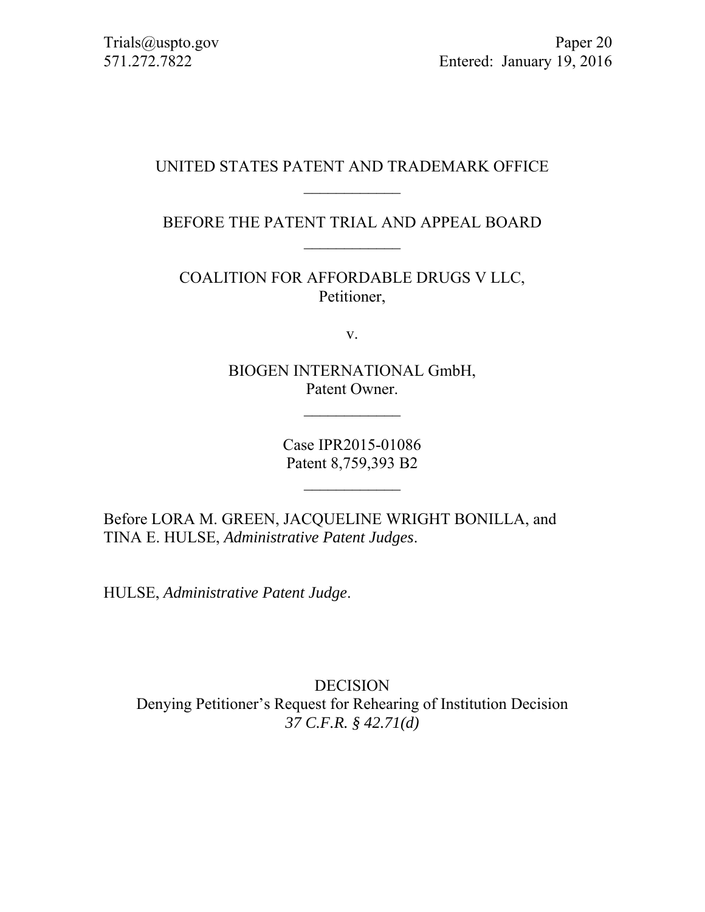Trials@uspto.gov
571.272.7822

Paper 20
Entered: January 19, 2016

UNITED STATES PATENT AND TRADEMARK OFFICE

____________

BEFORE THE PATENT TRIAL AND APPEAL BOARD

____________

COALITION FOR AFFORDABLE DRUGS V LLC,
Petitioner,

v.

BIOGEN INTERNATIONAL GmbH,
Patent Owner.

____________

Case IPR2015-01086
Patent 8,759,393 B2

____________

Before LORA M. GREEN, JACQUELINE WRIGHT BONILLA, and TINA E. HULSE, *Administrative Patent Judges*.

HULSE, *Administrative Patent Judge*.

DECISION
Denying Petitioner's Request for Rehearing of Institution Decision
*37 C.F.R. § 42.71(d)*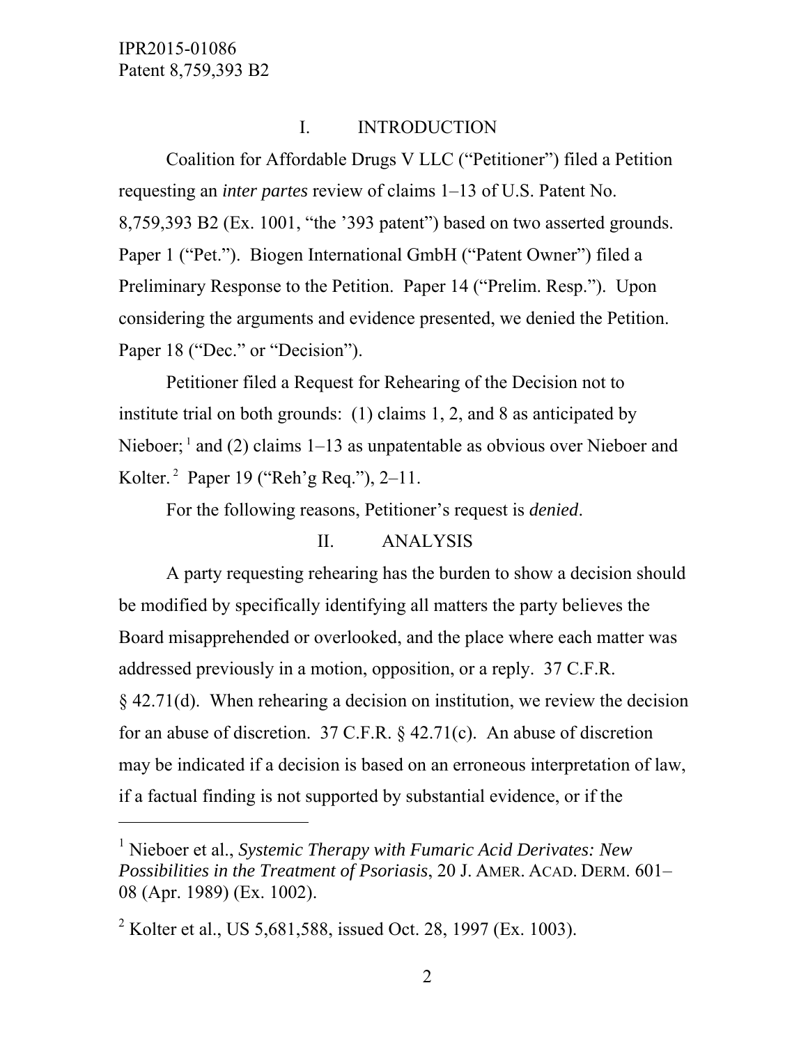## I. INTRODUCTION

Coalition for Affordable Drugs V LLC ("Petitioner") filed a Petition requesting an *inter partes* review of claims 1–13 of U.S. Patent No. 8,759,393 B2 (Ex. 1001, "the '393 patent") based on two asserted grounds. Paper 1 ("Pet."). Biogen International GmbH ("Patent Owner") filed a Preliminary Response to the Petition. Paper 14 ("Prelim. Resp."). Upon considering the arguments and evidence presented, we denied the Petition. Paper 18 ("Dec." or "Decision").

Petitioner filed a Request for Rehearing of the Decision not to institute trial on both grounds: (1) claims 1, 2, and 8 as anticipated by Nieboer;[1] and (2) claims 1–13 as unpatentable as obvious over Nieboer and Kolter.[2] Paper 19 ("Reh'g Req."), 2–11.

For the following reasons, Petitioner's request is *denied*.

## II. ANALYSIS

A party requesting rehearing has the burden to show a decision should be modified by specifically identifying all matters the party believes the Board misapprehended or overlooked, and the place where each matter was addressed previously in a motion, opposition, or a reply. 37 C.F.R. § 42.71(d). When rehearing a decision on institution, we review the decision for an abuse of discretion. 37 C.F.R. § 42.71(c). An abuse of discretion may be indicated if a decision is based on an erroneous interpretation of law, if a factual finding is not supported by substantial evidence, or if the

---

[1] Nieboer et al., *Systemic Therapy with Fumaric Acid Derivates: New Possibilities in the Treatment of Psoriasis*, 20 J. AMER. ACAD. DERM. 601–08 (Apr. 1989) (Ex. 1002).

[2] Kolter et al., US 5,681,588, issued Oct. 28, 1997 (Ex. 1003).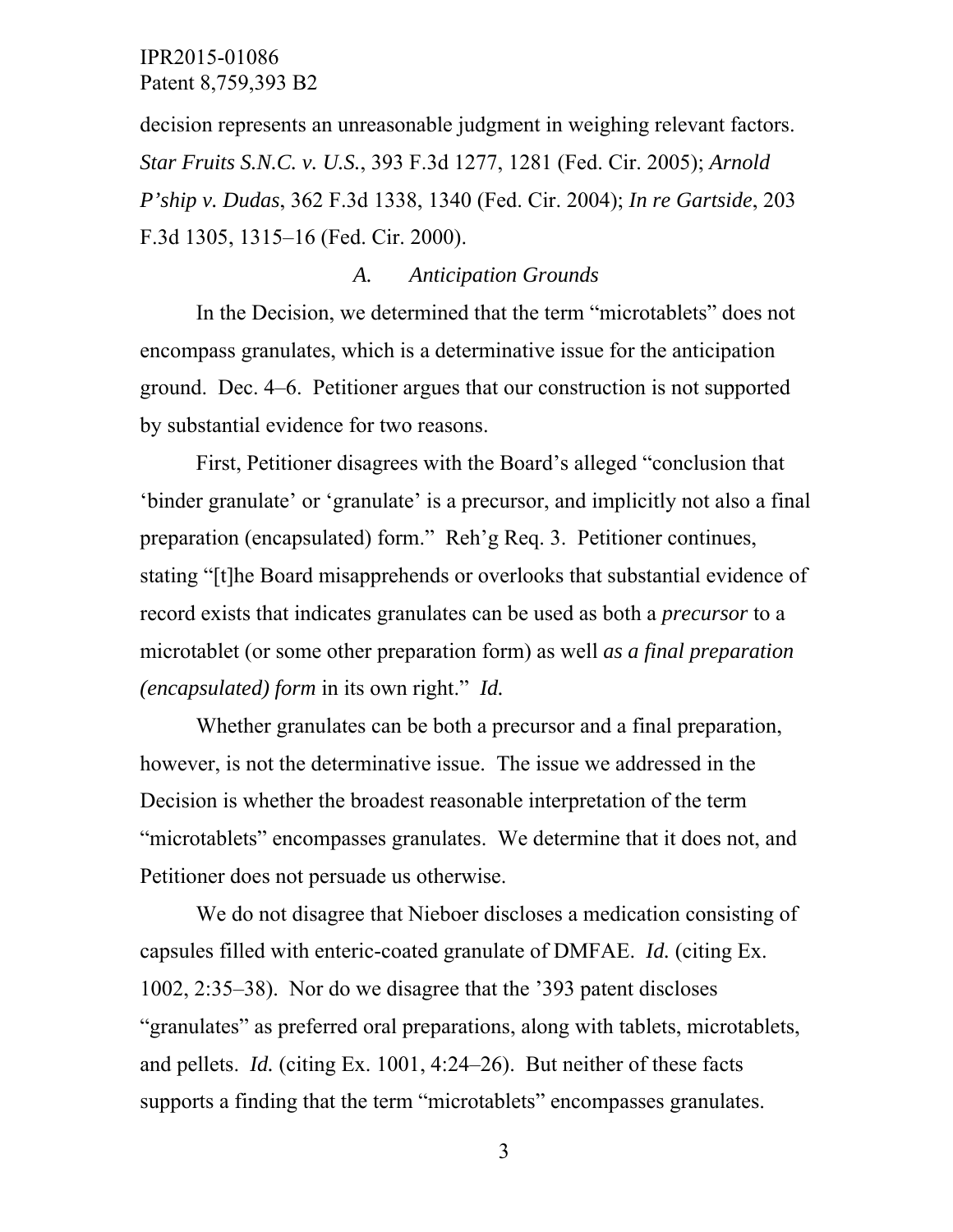decision represents an unreasonable judgment in weighing relevant factors. *Star Fruits S.N.C. v. U.S.*, 393 F.3d 1277, 1281 (Fed. Cir. 2005); *Arnold P'ship v. Dudas*, 362 F.3d 1338, 1340 (Fed. Cir. 2004); *In re Gartside*, 203 F.3d 1305, 1315–16 (Fed. Cir. 2000).

### *A. Anticipation Grounds*

In the Decision, we determined that the term "microtablets" does not encompass granulates, which is a determinative issue for the anticipation ground. Dec. 4–6. Petitioner argues that our construction is not supported by substantial evidence for two reasons.

First, Petitioner disagrees with the Board's alleged "conclusion that 'binder granulate' or 'granulate' is a precursor, and implicitly not also a final preparation (encapsulated) form." Reh'g Req. 3. Petitioner continues, stating "[t]he Board misapprehends or overlooks that substantial evidence of record exists that indicates granulates can be used as both a *precursor* to a microtablet (or some other preparation form) as well *as a final preparation (encapsulated) form* in its own right." *Id.*

Whether granulates can be both a precursor and a final preparation, however, is not the determinative issue. The issue we addressed in the Decision is whether the broadest reasonable interpretation of the term "microtablets" encompasses granulates. We determine that it does not, and Petitioner does not persuade us otherwise.

We do not disagree that Nieboer discloses a medication consisting of capsules filled with enteric-coated granulate of DMFAE. *Id.* (citing Ex. 1002, 2:35–38). Nor do we disagree that the '393 patent discloses "granulates" as preferred oral preparations, along with tablets, microtablets, and pellets. *Id.* (citing Ex. 1001, 4:24–26). But neither of these facts supports a finding that the term "microtablets" encompasses granulates.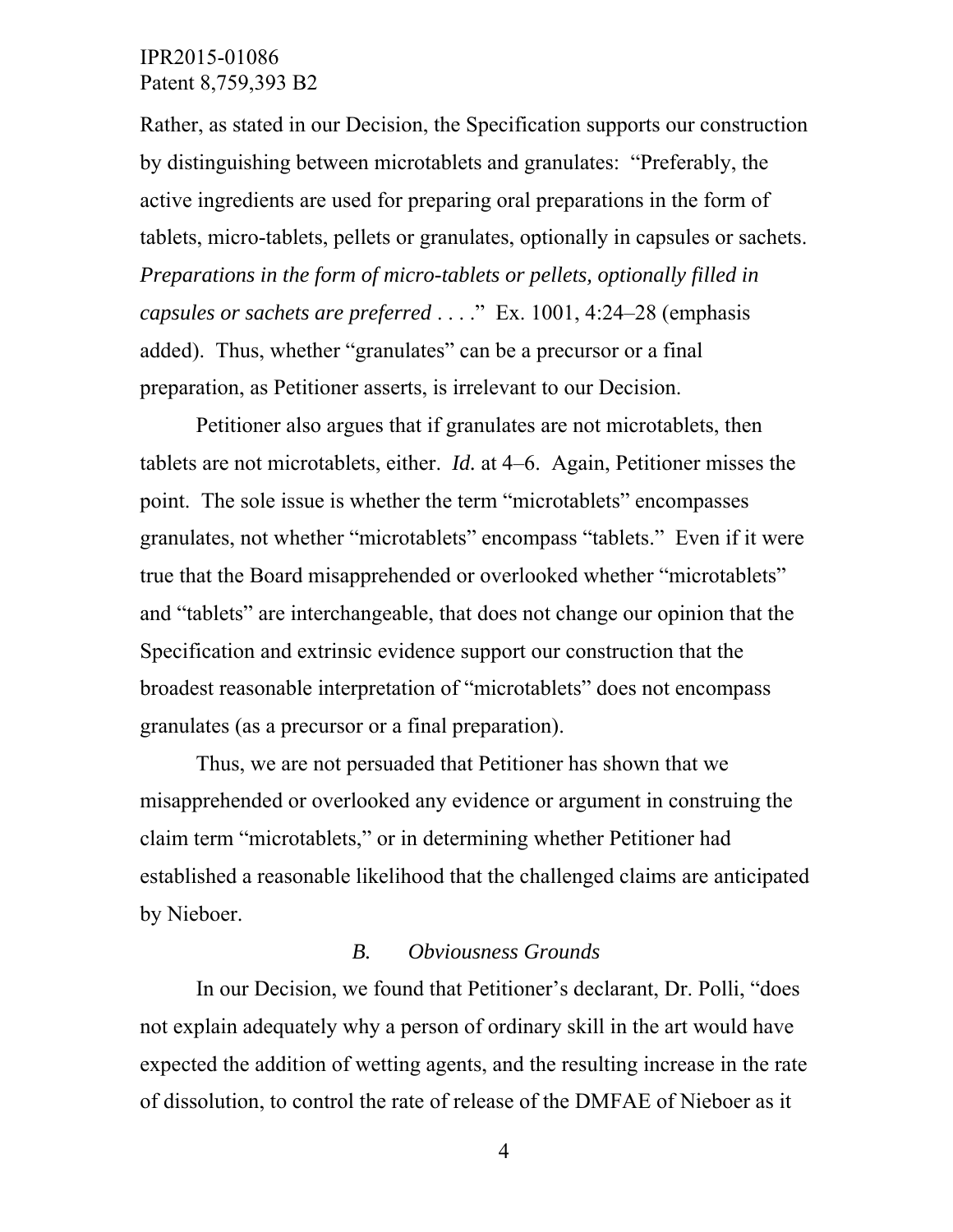Rather, as stated in our Decision, the Specification supports our construction by distinguishing between microtablets and granulates: "Preferably, the active ingredients are used for preparing oral preparations in the form of tablets, micro-tablets, pellets or granulates, optionally in capsules or sachets. *Preparations in the form of micro-tablets or pellets, optionally filled in capsules or sachets are preferred* . . . ." Ex. 1001, 4:24–28 (emphasis added). Thus, whether "granulates" can be a precursor or a final preparation, as Petitioner asserts, is irrelevant to our Decision.

Petitioner also argues that if granulates are not microtablets, then tablets are not microtablets, either. *Id.* at 4–6. Again, Petitioner misses the point. The sole issue is whether the term "microtablets" encompasses granulates, not whether "microtablets" encompass "tablets." Even if it were true that the Board misapprehended or overlooked whether "microtablets" and "tablets" are interchangeable, that does not change our opinion that the Specification and extrinsic evidence support our construction that the broadest reasonable interpretation of "microtablets" does not encompass granulates (as a precursor or a final preparation).

Thus, we are not persuaded that Petitioner has shown that we misapprehended or overlooked any evidence or argument in construing the claim term "microtablets," or in determining whether Petitioner had established a reasonable likelihood that the challenged claims are anticipated by Nieboer.

### *B. Obviousness Grounds*

In our Decision, we found that Petitioner's declarant, Dr. Polli, "does not explain adequately why a person of ordinary skill in the art would have expected the addition of wetting agents, and the resulting increase in the rate of dissolution, to control the rate of release of the DMFAE of Nieboer as it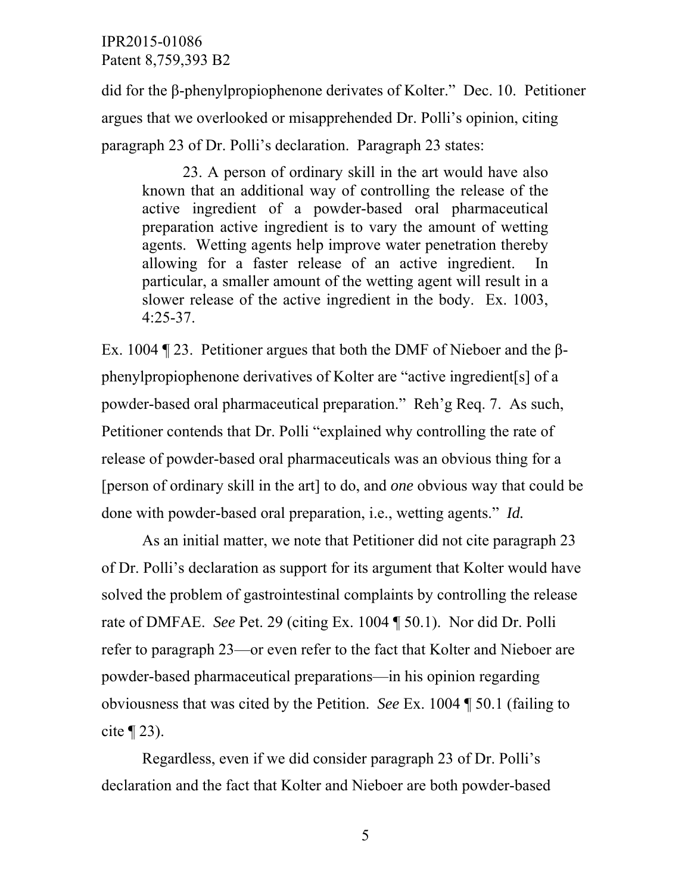did for the β-phenylpropiophenone derivates of Kolter." Dec. 10. Petitioner argues that we overlooked or misapprehended Dr. Polli's opinion, citing paragraph 23 of Dr. Polli's declaration. Paragraph 23 states:

> 23. A person of ordinary skill in the art would have also known that an additional way of controlling the release of the active ingredient of a powder-based oral pharmaceutical preparation active ingredient is to vary the amount of wetting agents. Wetting agents help improve water penetration thereby allowing for a faster release of an active ingredient. In particular, a smaller amount of the wetting agent will result in a slower release of the active ingredient in the body. Ex. 1003, 4:25-37.

Ex. 1004 ¶ 23. Petitioner argues that both the DMF of Nieboer and the β-phenylpropiophenone derivatives of Kolter are "active ingredient[s] of a powder-based oral pharmaceutical preparation." Reh'g Req. 7. As such, Petitioner contends that Dr. Polli "explained why controlling the rate of release of powder-based oral pharmaceuticals was an obvious thing for a [person of ordinary skill in the art] to do, and *one* obvious way that could be done with powder-based oral preparation, i.e., wetting agents." *Id.*

As an initial matter, we note that Petitioner did not cite paragraph 23 of Dr. Polli's declaration as support for its argument that Kolter would have solved the problem of gastrointestinal complaints by controlling the release rate of DMFAE. *See* Pet. 29 (citing Ex. 1004 ¶ 50.1). Nor did Dr. Polli refer to paragraph 23—or even refer to the fact that Kolter and Nieboer are powder-based pharmaceutical preparations—in his opinion regarding obviousness that was cited by the Petition. *See* Ex. 1004 ¶ 50.1 (failing to cite ¶ 23).

Regardless, even if we did consider paragraph 23 of Dr. Polli's declaration and the fact that Kolter and Nieboer are both powder-based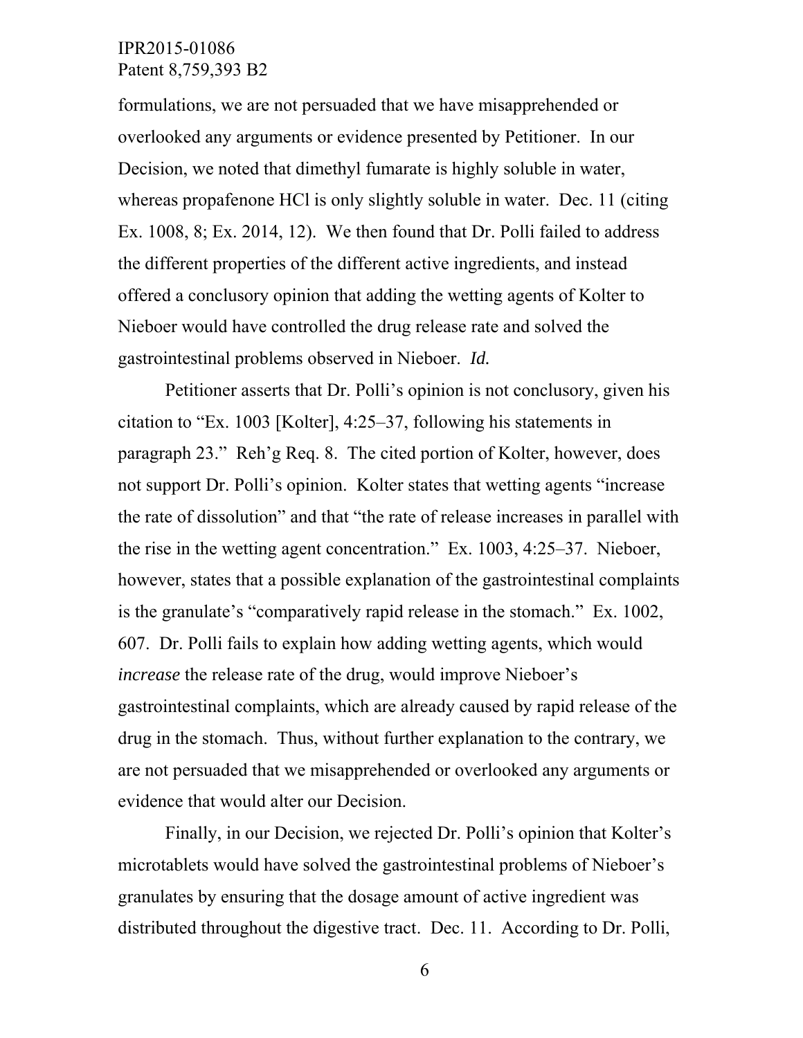formulations, we are not persuaded that we have misapprehended or overlooked any arguments or evidence presented by Petitioner. In our Decision, we noted that dimethyl fumarate is highly soluble in water, whereas propafenone HCl is only slightly soluble in water. Dec. 11 (citing Ex. 1008, 8; Ex. 2014, 12). We then found that Dr. Polli failed to address the different properties of the different active ingredients, and instead offered a conclusory opinion that adding the wetting agents of Kolter to Nieboer would have controlled the drug release rate and solved the gastrointestinal problems observed in Nieboer. *Id.*

Petitioner asserts that Dr. Polli's opinion is not conclusory, given his citation to "Ex. 1003 [Kolter], 4:25–37, following his statements in paragraph 23." Reh'g Req. 8. The cited portion of Kolter, however, does not support Dr. Polli's opinion. Kolter states that wetting agents "increase the rate of dissolution" and that "the rate of release increases in parallel with the rise in the wetting agent concentration." Ex. 1003, 4:25–37. Nieboer, however, states that a possible explanation of the gastrointestinal complaints is the granulate's "comparatively rapid release in the stomach." Ex. 1002, 607. Dr. Polli fails to explain how adding wetting agents, which would *increase* the release rate of the drug, would improve Nieboer's gastrointestinal complaints, which are already caused by rapid release of the drug in the stomach. Thus, without further explanation to the contrary, we are not persuaded that we misapprehended or overlooked any arguments or evidence that would alter our Decision.

Finally, in our Decision, we rejected Dr. Polli's opinion that Kolter's microtablets would have solved the gastrointestinal problems of Nieboer's granulates by ensuring that the dosage amount of active ingredient was distributed throughout the digestive tract. Dec. 11. According to Dr. Polli,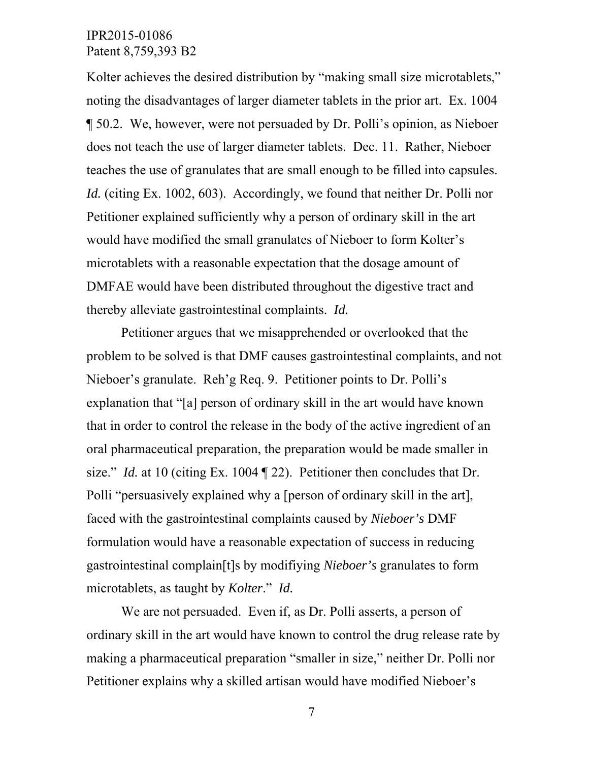Kolter achieves the desired distribution by "making small size microtablets," noting the disadvantages of larger diameter tablets in the prior art. Ex. 1004 ¶ 50.2. We, however, were not persuaded by Dr. Polli's opinion, as Nieboer does not teach the use of larger diameter tablets. Dec. 11. Rather, Nieboer teaches the use of granulates that are small enough to be filled into capsules. *Id.* (citing Ex. 1002, 603). Accordingly, we found that neither Dr. Polli nor Petitioner explained sufficiently why a person of ordinary skill in the art would have modified the small granulates of Nieboer to form Kolter's microtablets with a reasonable expectation that the dosage amount of DMFAE would have been distributed throughout the digestive tract and thereby alleviate gastrointestinal complaints. *Id.*

Petitioner argues that we misapprehended or overlooked that the problem to be solved is that DMF causes gastrointestinal complaints, and not Nieboer's granulate. Reh'g Req. 9. Petitioner points to Dr. Polli's explanation that "[a] person of ordinary skill in the art would have known that in order to control the release in the body of the active ingredient of an oral pharmaceutical preparation, the preparation would be made smaller in size." *Id.* at 10 (citing Ex. 1004 ¶ 22). Petitioner then concludes that Dr. Polli "persuasively explained why a [person of ordinary skill in the art], faced with the gastrointestinal complaints caused by *Nieboer's* DMF formulation would have a reasonable expectation of success in reducing gastrointestinal complain[t]s by modifiying *Nieboer's* granulates to form microtablets, as taught by *Kolter*." *Id.*

We are not persuaded. Even if, as Dr. Polli asserts, a person of ordinary skill in the art would have known to control the drug release rate by making a pharmaceutical preparation "smaller in size," neither Dr. Polli nor Petitioner explains why a skilled artisan would have modified Nieboer's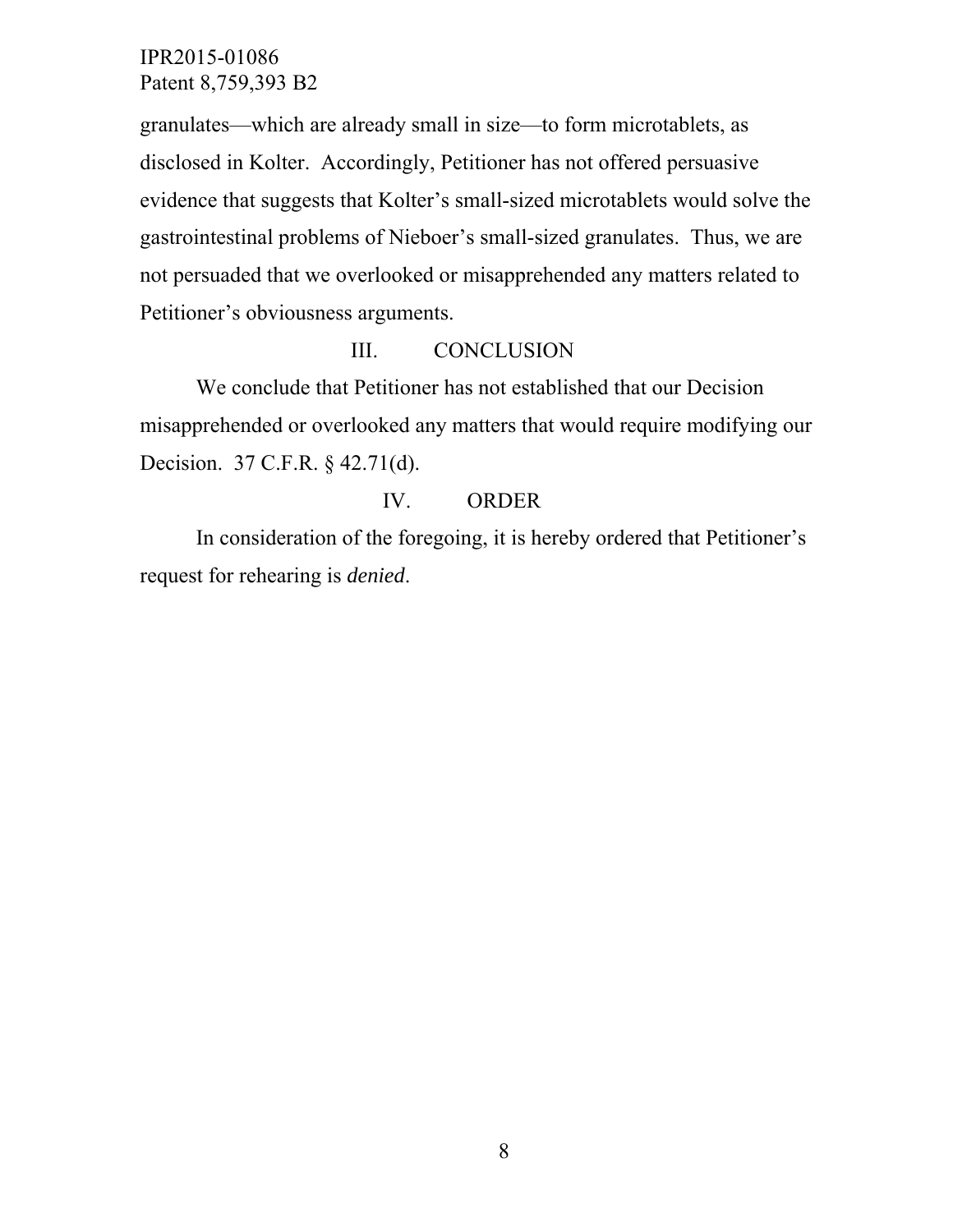granulates—which are already small in size—to form microtablets, as disclosed in Kolter. Accordingly, Petitioner has not offered persuasive evidence that suggests that Kolter's small-sized microtablets would solve the gastrointestinal problems of Nieboer's small-sized granulates. Thus, we are not persuaded that we overlooked or misapprehended any matters related to Petitioner's obviousness arguments.

## III. CONCLUSION

We conclude that Petitioner has not established that our Decision misapprehended or overlooked any matters that would require modifying our Decision. 37 C.F.R. § 42.71(d).

## IV. ORDER

In consideration of the foregoing, it is hereby ordered that Petitioner's request for rehearing is *denied*.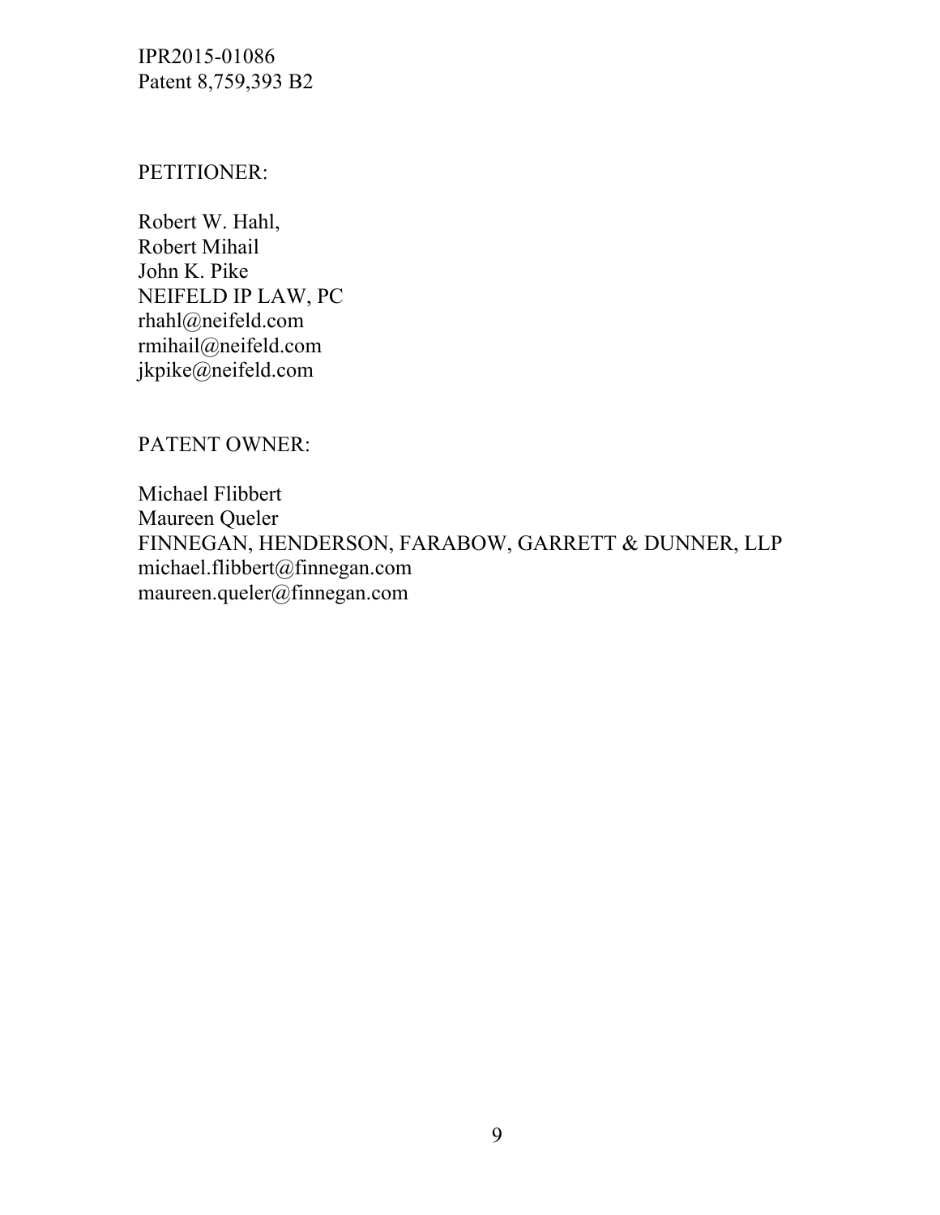PETITIONER:

Robert W. Hahl,
Robert Mihail
John K. Pike
NEIFELD IP LAW, PC
rhahl@neifeld.com
rmihail@neifeld.com
jkpike@neifeld.com

PATENT OWNER:

Michael Flibbert
Maureen Queler
FINNEGAN, HENDERSON, FARABOW, GARRETT & DUNNER, LLP
michael.flibbert@finnegan.com
maureen.queler@finnegan.com